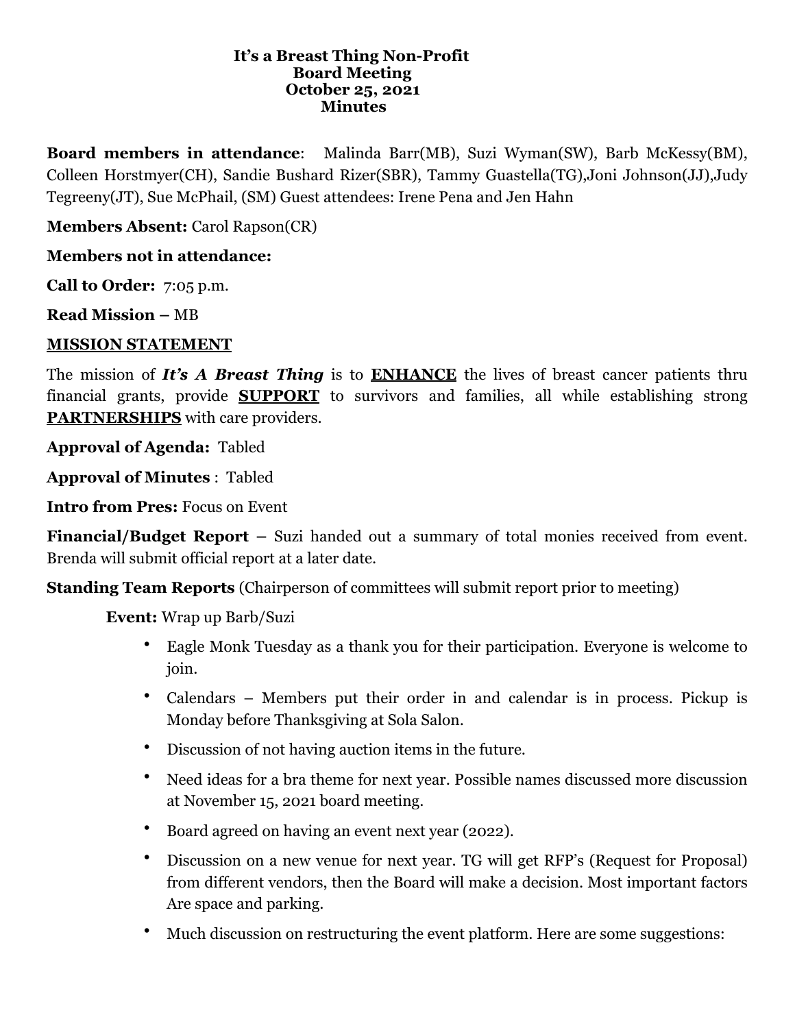**It's a Breast Thing Non-Profit**
**Board Meeting**
**October 25, 2021**
**Minutes**

**Board members in attendance**: Malinda Barr(MB), Suzi Wyman(SW), Barb McKessy(BM), Colleen Horstmyer(CH), Sandie Bushard Rizer(SBR), Tammy Guastella(TG),Joni Johnson(JJ),Judy Tegreeny(JT), Sue McPhail, (SM) Guest attendees: Irene Pena and Jen Hahn

**Members Absent:** Carol Rapson(CR)

**Members not in attendance:**

**Call to Order:** 7:05 p.m.

**Read Mission –** MB

**MISSION STATEMENT**

The mission of ***It's A Breast Thing*** is to **ENHANCE** the lives of breast cancer patients thru financial grants, provide **SUPPORT** to survivors and families, all while establishing strong **PARTNERSHIPS** with care providers.

**Approval of Agenda:** Tabled

**Approval of Minutes** : Tabled

**Intro from Pres:** Focus on Event

**Financial/Budget Report –** Suzi handed out a summary of total monies received from event. Brenda will submit official report at a later date.

**Standing Team Reports** (Chairperson of committees will submit report prior to meeting)

**Event:** Wrap up Barb/Suzi

- Eagle Monk Tuesday as a thank you for their participation. Everyone is welcome to join.
- Calendars – Members put their order in and calendar is in process. Pickup is Monday before Thanksgiving at Sola Salon.
- Discussion of not having auction items in the future.
- Need ideas for a bra theme for next year. Possible names discussed more discussion at November 15, 2021 board meeting.
- Board agreed on having an event next year (2022).
- Discussion on a new venue for next year. TG will get RFP's (Request for Proposal) from different vendors, then the Board will make a decision. Most important factors Are space and parking.
- Much discussion on restructuring the event platform. Here are some suggestions: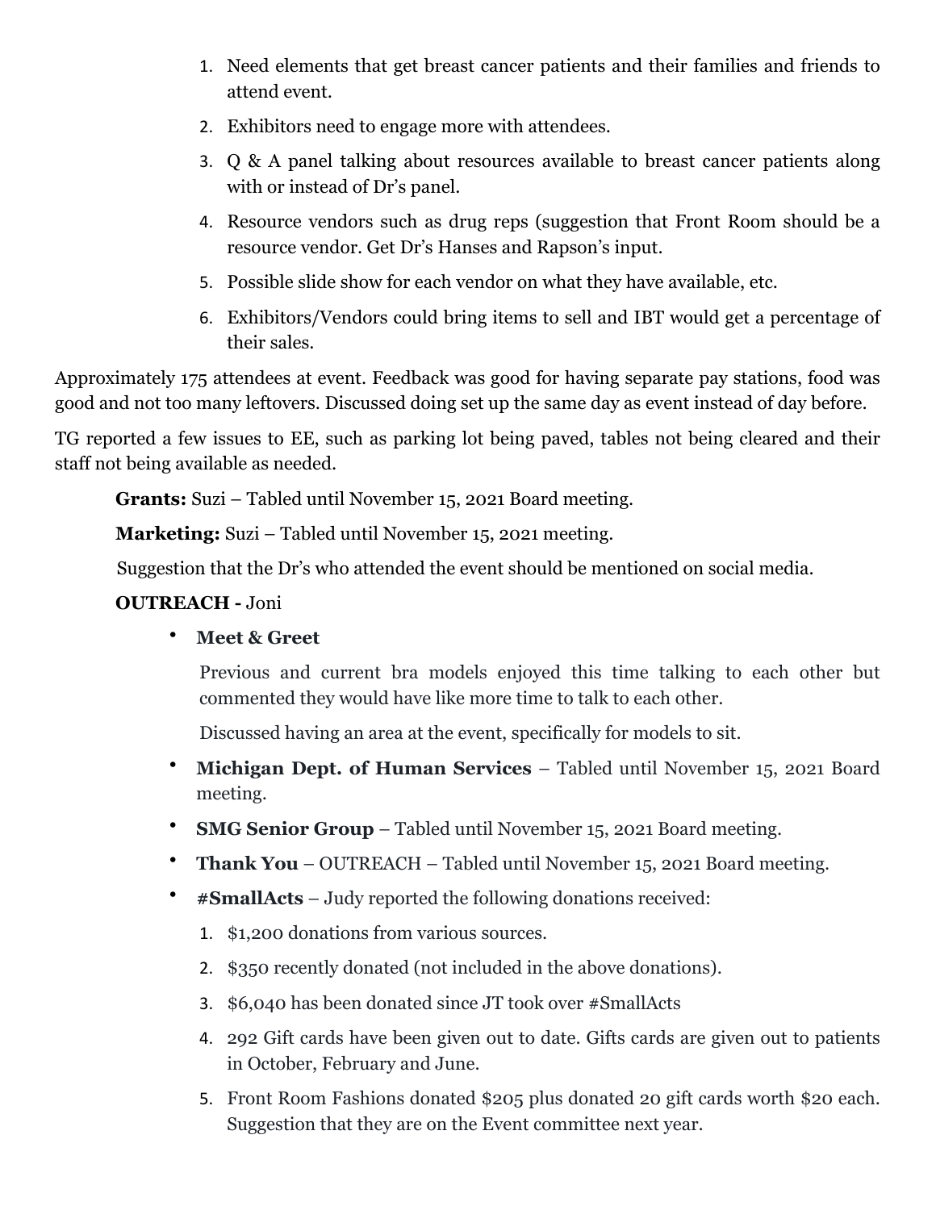1. Need elements that get breast cancer patients and their families and friends to attend event.
2. Exhibitors need to engage more with attendees.
3. Q & A panel talking about resources available to breast cancer patients along with or instead of Dr's panel.
4. Resource vendors such as drug reps (suggestion that Front Room should be a resource vendor. Get Dr's Hanses and Rapson's input.
5. Possible slide show for each vendor on what they have available, etc.
6. Exhibitors/Vendors could bring items to sell and IBT would get a percentage of their sales.

Approximately 175 attendees at event. Feedback was good for having separate pay stations, food was good and not too many leftovers. Discussed doing set up the same day as event instead of day before.

TG reported a few issues to EE, such as parking lot being paved, tables not being cleared and their staff not being available as needed.

**Grants:** Suzi – Tabled until November 15, 2021 Board meeting.

**Marketing:** Suzi – Tabled until November 15, 2021 meeting.

Suggestion that the Dr's who attended the event should be mentioned on social media.

**OUTREACH -** Joni

- **Meet & Greet**

  Previous and current bra models enjoyed this time talking to each other but commented they would have like more time to talk to each other.

  Discussed having an area at the event, specifically for models to sit.

- **Michigan Dept. of Human Services** – Tabled until November 15, 2021 Board meeting.
- **SMG Senior Group** – Tabled until November 15, 2021 Board meeting.
- **Thank You** – OUTREACH – Tabled until November 15, 2021 Board meeting.
- **#SmallActs** – Judy reported the following donations received:
  1. $1,200 donations from various sources.
  2. $350 recently donated (not included in the above donations).
  3. $6,040 has been donated since JT took over #SmallActs
  4. 292 Gift cards have been given out to date. Gifts cards are given out to patients in October, February and June.
  5. Front Room Fashions donated $205 plus donated 20 gift cards worth $20 each. Suggestion that they are on the Event committee next year.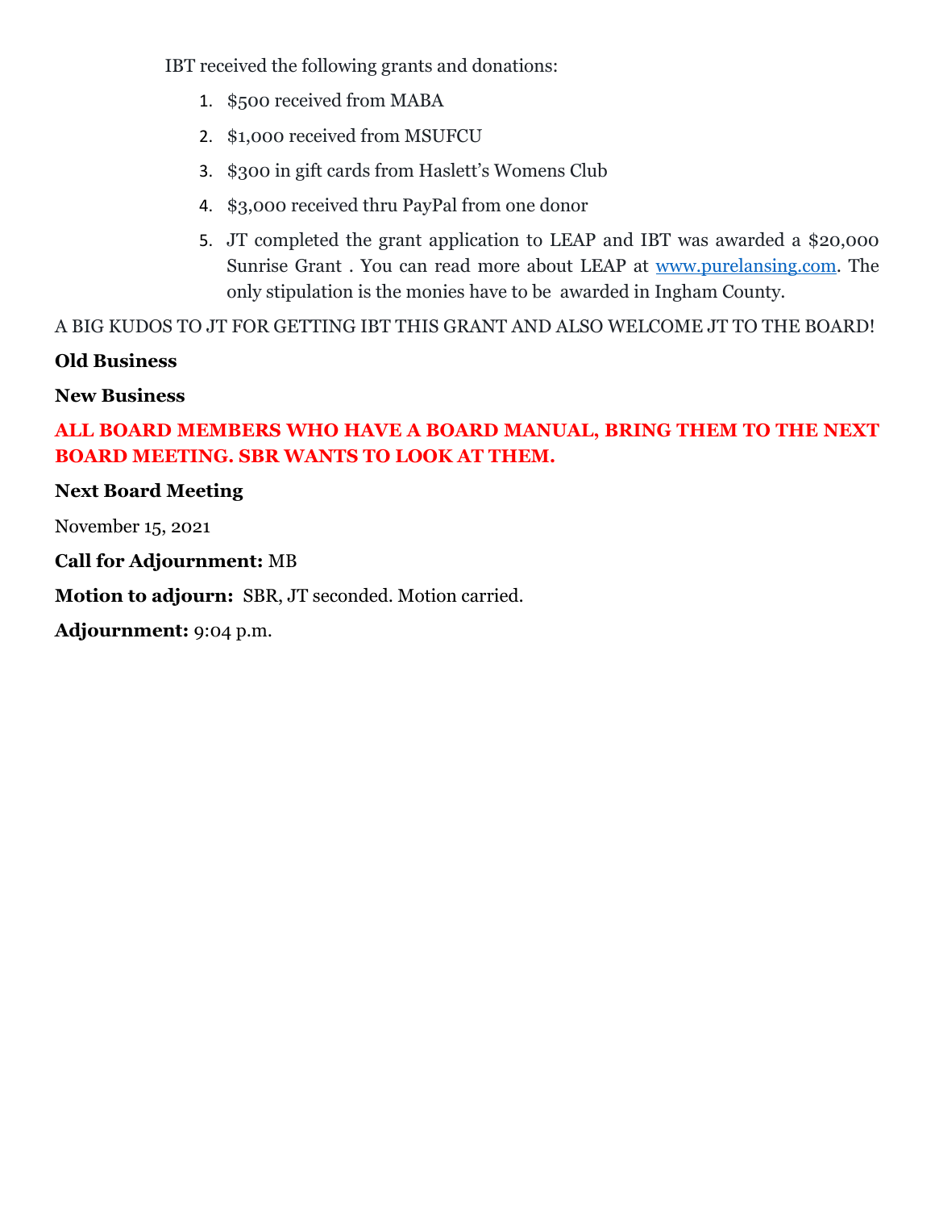IBT received the following grants and donations:

1. $500 received from MABA
2. $1,000 received from MSUFCU
3. $300 in gift cards from Haslett's Womens Club
4. $3,000 received thru PayPal from one donor
5. JT completed the grant application to LEAP and IBT was awarded a $20,000 Sunrise Grant . You can read more about LEAP at [www.purelansing.com](http://www.purelansing.com). The only stipulation is the monies have to be awarded in Ingham County.

A BIG KUDOS TO JT FOR GETTING IBT THIS GRANT AND ALSO WELCOME JT TO THE BOARD!

**Old Business**

**New Business**

**ALL BOARD MEMBERS WHO HAVE A BOARD MANUAL, BRING THEM TO THE NEXT BOARD MEETING. SBR WANTS TO LOOK AT THEM.**

**Next Board Meeting**

November 15, 2021

**Call for Adjournment:** MB

**Motion to adjourn:** SBR, JT seconded. Motion carried.

**Adjournment:** 9:04 p.m.